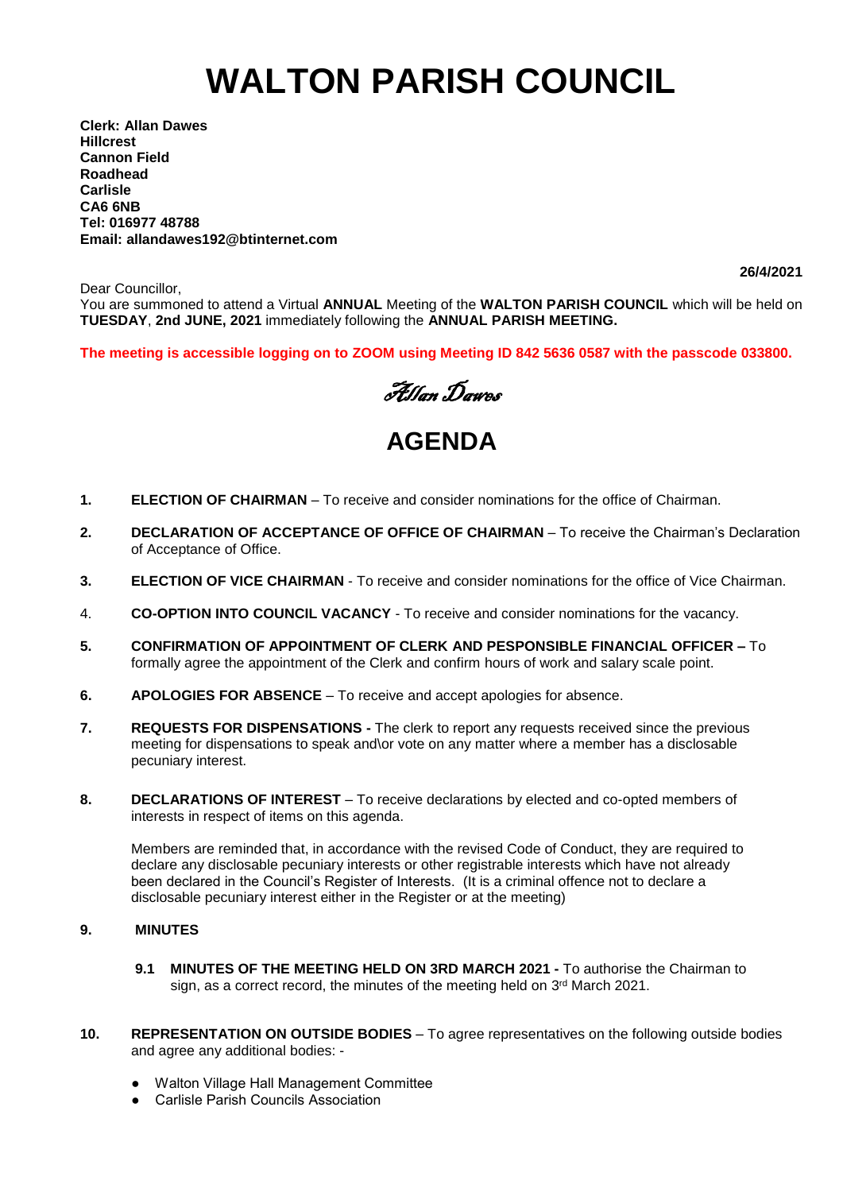# WALTON PARISH COUNCIL

**Clerk: Allan Dawes**
**Hillcrest**
**Cannon Field**
**Roadhead**
**Carlisle**
**CA6 6NB**
**Tel: 016977 48788**
**Email: allandawes192@btinternet.com**

**26/4/2021**

Dear Councillor,

You are summoned to attend a Virtual **ANNUAL** Meeting of the **WALTON PARISH COUNCIL** which will be held on **TUESDAY**, **2nd JUNE, 2021** immediately following the **ANNUAL PARISH MEETING.**

**The meeting is accessible logging on to ZOOM using Meeting ID 842 5636 0587 with the passcode 033800.**

*Allan Dawes*

## AGENDA

1. **ELECTION OF CHAIRMAN** – To receive and consider nominations for the office of Chairman.

2. **DECLARATION OF ACCEPTANCE OF OFFICE OF CHAIRMAN** – To receive the Chairman's Declaration of Acceptance of Office.

3. **ELECTION OF VICE CHAIRMAN** - To receive and consider nominations for the office of Vice Chairman.

4. **CO-OPTION INTO COUNCIL VACANCY** - To receive and consider nominations for the vacancy.

5. **CONFIRMATION OF APPOINTMENT OF CLERK AND PESPONSIBLE FINANCIAL OFFICER –** To formally agree the appointment of the Clerk and confirm hours of work and salary scale point.

6. **APOLOGIES FOR ABSENCE** – To receive and accept apologies for absence.

7. **REQUESTS FOR DISPENSATIONS -** The clerk to report any requests received since the previous meeting for dispensations to speak and\or vote on any matter where a member has a disclosable pecuniary interest.

8. **DECLARATIONS OF INTEREST** – To receive declarations by elected and co-opted members of interests in respect of items on this agenda.

   Members are reminded that, in accordance with the revised Code of Conduct, they are required to declare any disclosable pecuniary interests or other registrable interests which have not already been declared in the Council's Register of Interests. (It is a criminal offence not to declare a disclosable pecuniary interest either in the Register or at the meeting)

9. **MINUTES**

   **9.1 MINUTES OF THE MEETING HELD ON 3RD MARCH 2021 -** To authorise the Chairman to sign, as a correct record, the minutes of the meeting held on 3rd March 2021.

10. **REPRESENTATION ON OUTSIDE BODIES** – To agree representatives on the following outside bodies and agree any additional bodies: -

    - Walton Village Hall Management Committee
    - Carlisle Parish Councils Association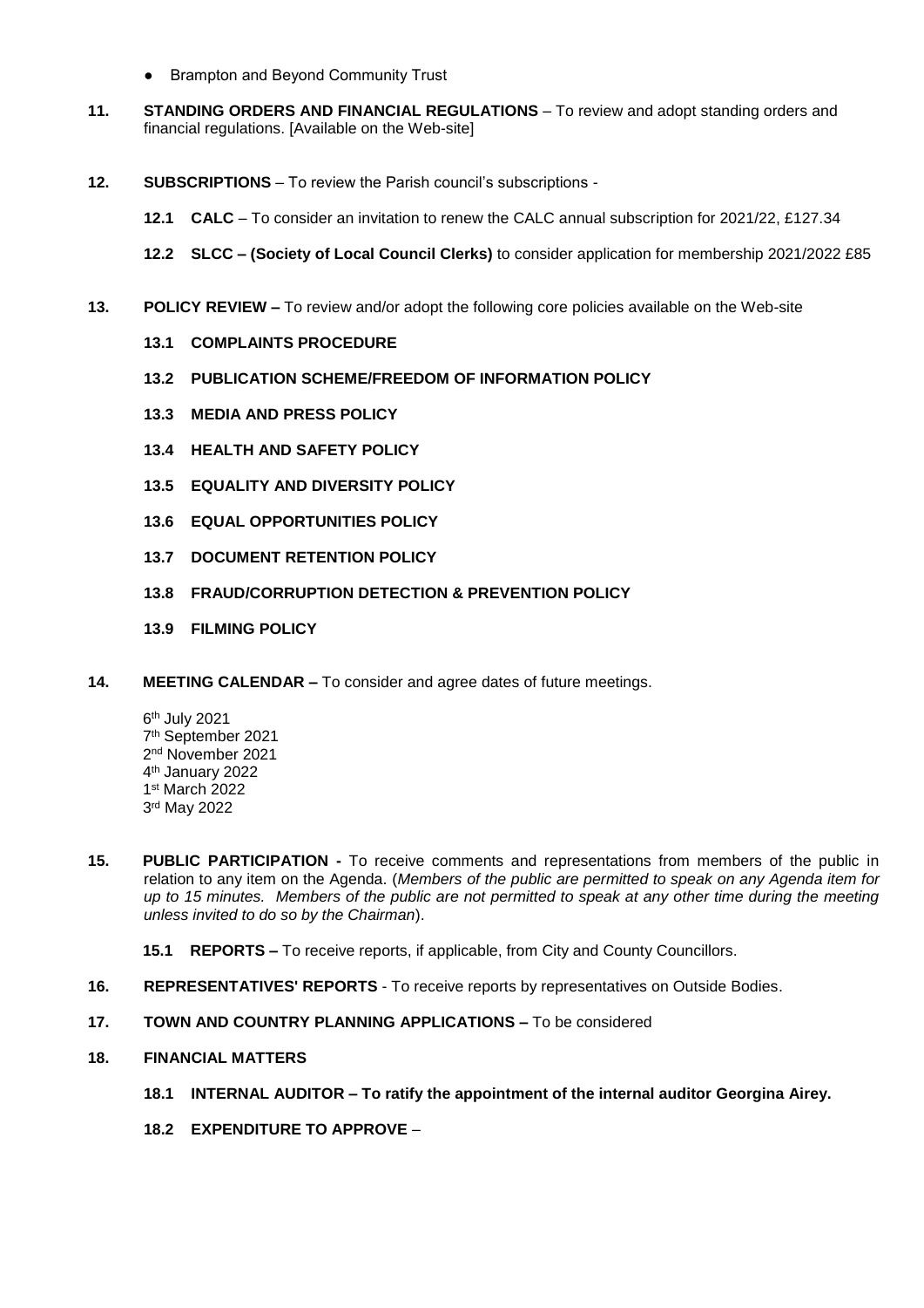- Brampton and Beyond Community Trust

**11. STANDING ORDERS AND FINANCIAL REGULATIONS** – To review and adopt standing orders and financial regulations. [Available on the Web-site]

**12. SUBSCRIPTIONS** – To review the Parish council's subscriptions -

**12.1 CALC** – To consider an invitation to renew the CALC annual subscription for 2021/22, £127.34

**12.2 SLCC – (Society of Local Council Clerks)** to consider application for membership 2021/2022 £85

**13. POLICY REVIEW –** To review and/or adopt the following core policies available on the Web-site

**13.1 COMPLAINTS PROCEDURE**

**13.2 PUBLICATION SCHEME/FREEDOM OF INFORMATION POLICY**

**13.3 MEDIA AND PRESS POLICY**

**13.4 HEALTH AND SAFETY POLICY**

**13.5 EQUALITY AND DIVERSITY POLICY**

**13.6 EQUAL OPPORTUNITIES POLICY**

**13.7 DOCUMENT RETENTION POLICY**

**13.8 FRAUD/CORRUPTION DETECTION & PREVENTION POLICY**

**13.9 FILMING POLICY**

**14. MEETING CALENDAR –** To consider and agree dates of future meetings.

6th July 2021
7th September 2021
2nd November 2021
4th January 2022
1st March 2022
3rd May 2022

**15. PUBLIC PARTICIPATION -** To receive comments and representations from members of the public in relation to any item on the Agenda. (*Members of the public are permitted to speak on any Agenda item for up to 15 minutes. Members of the public are not permitted to speak at any other time during the meeting unless invited to do so by the Chairman*).

**15.1 REPORTS –** To receive reports, if applicable, from City and County Councillors.

**16. REPRESENTATIVES' REPORTS** - To receive reports by representatives on Outside Bodies.

**17. TOWN AND COUNTRY PLANNING APPLICATIONS –** To be considered

**18. FINANCIAL MATTERS**

**18.1 INTERNAL AUDITOR – To ratify the appointment of the internal auditor Georgina Airey.**

**18.2 EXPENDITURE TO APPROVE** –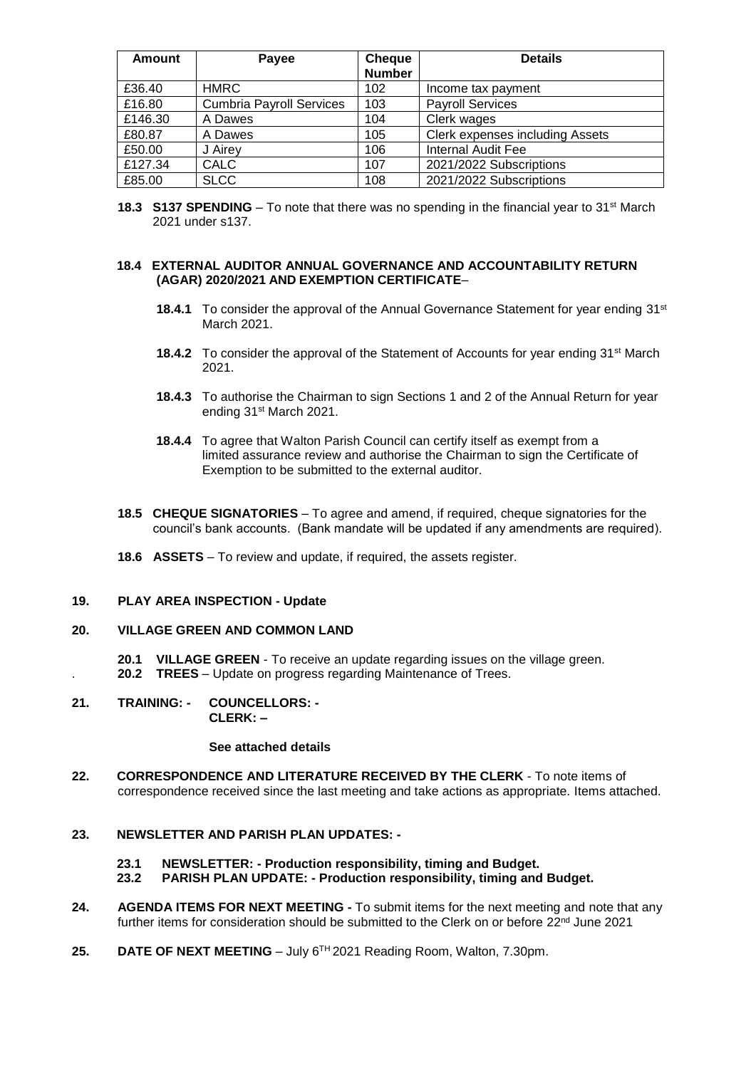| Amount | Payee | Cheque Number | Details |
|---|---|---|---|
| £36.40 | HMRC | 102 | Income tax payment |
| £16.80 | Cumbria Payroll Services | 103 | Payroll Services |
| £146.30 | A Dawes | 104 | Clerk wages |
| £80.87 | A Dawes | 105 | Clerk expenses including Assets |
| £50.00 | J Airey | 106 | Internal Audit Fee |
| £127.34 | CALC | 107 | 2021/2022 Subscriptions |
| £85.00 | SLCC | 108 | 2021/2022 Subscriptions |

**18.3 S137 SPENDING** – To note that there was no spending in the financial year to 31st March 2021 under s137.

**18.4 EXTERNAL AUDITOR ANNUAL GOVERNANCE AND ACCOUNTABILITY RETURN (AGAR) 2020/2021 AND EXEMPTION CERTIFICATE**–

**18.4.1** To consider the approval of the Annual Governance Statement for year ending 31st March 2021.

**18.4.2** To consider the approval of the Statement of Accounts for year ending 31st March 2021.

**18.4.3** To authorise the Chairman to sign Sections 1 and 2 of the Annual Return for year ending 31st March 2021.

**18.4.4** To agree that Walton Parish Council can certify itself as exempt from a limited assurance review and authorise the Chairman to sign the Certificate of Exemption to be submitted to the external auditor.

**18.5 CHEQUE SIGNATORIES** – To agree and amend, if required, cheque signatories for the council's bank accounts. (Bank mandate will be updated if any amendments are required).

**18.6 ASSETS** – To review and update, if required, the assets register.

**19. PLAY AREA INSPECTION - Update**

**20. VILLAGE GREEN AND COMMON LAND**

**20.1 VILLAGE GREEN** - To receive an update regarding issues on the village green.

**20.2 TREES** – Update on progress regarding Maintenance of Trees.

**21. TRAINING: - COUNCELLORS: -**
**CLERK: –**

**See attached details**

**22. CORRESPONDENCE AND LITERATURE RECEIVED BY THE CLERK** - To note items of correspondence received since the last meeting and take actions as appropriate. Items attached.

**23. NEWSLETTER AND PARISH PLAN UPDATES: -**

**23.1 NEWSLETTER: - Production responsibility, timing and Budget.**
**23.2 PARISH PLAN UPDATE: - Production responsibility, timing and Budget.**

**24. AGENDA ITEMS FOR NEXT MEETING -** To submit items for the next meeting and note that any further items for consideration should be submitted to the Clerk on or before 22nd June 2021

**25. DATE OF NEXT MEETING** – July 6TH 2021 Reading Room, Walton, 7.30pm.